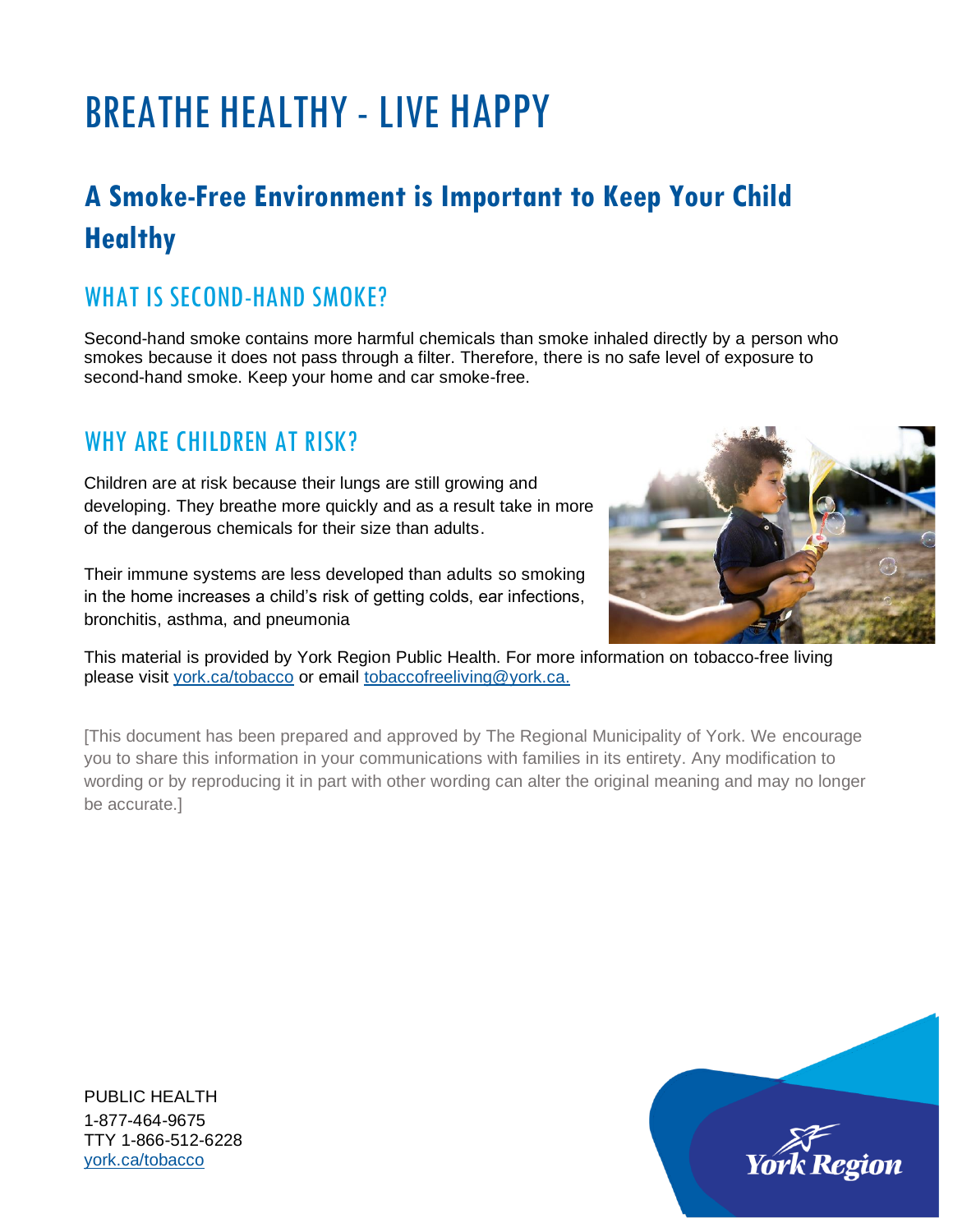# BREATHE HEALTHY - LIVE HAPPY

## A Smoke-Free Environment is Important to Keep Your Child Healthy

### WHAT IS SECOND-HAND SMOKE?

Second-hand smoke contains more harmful chemicals than smoke inhaled directly by a person who smokes because it does not pass through a filter. Therefore, there is no safe level of exposure to second-hand smoke. Keep your home and car smoke-free.

### WHY ARE CHILDREN AT RISK?

Children are at risk because their lungs are still growing and developing. They breathe more quickly and as a result take in more of the dangerous chemicals for their size than adults.

Their immune systems are less developed than adults so smoking in the home increases a child's risk of getting colds, ear infections, bronchitis, asthma, and pneumonia

This material is provided by York Region Public Health. For more information on tobacco-free living please visit york.ca/tobacco or email tobaccofreeliving@york.ca.

[This document has been prepared and approved by The Regional Municipality of York. We encourage you to share this information in your communications with families in its entirety. Any modification to wording or by reproducing it in part with other wording can alter the original meaning and may no longer be accurate.]

PUBLIC HEALTH
1-877-464-9675
TTY 1-866-512-6228
york.ca/tobacco

York Region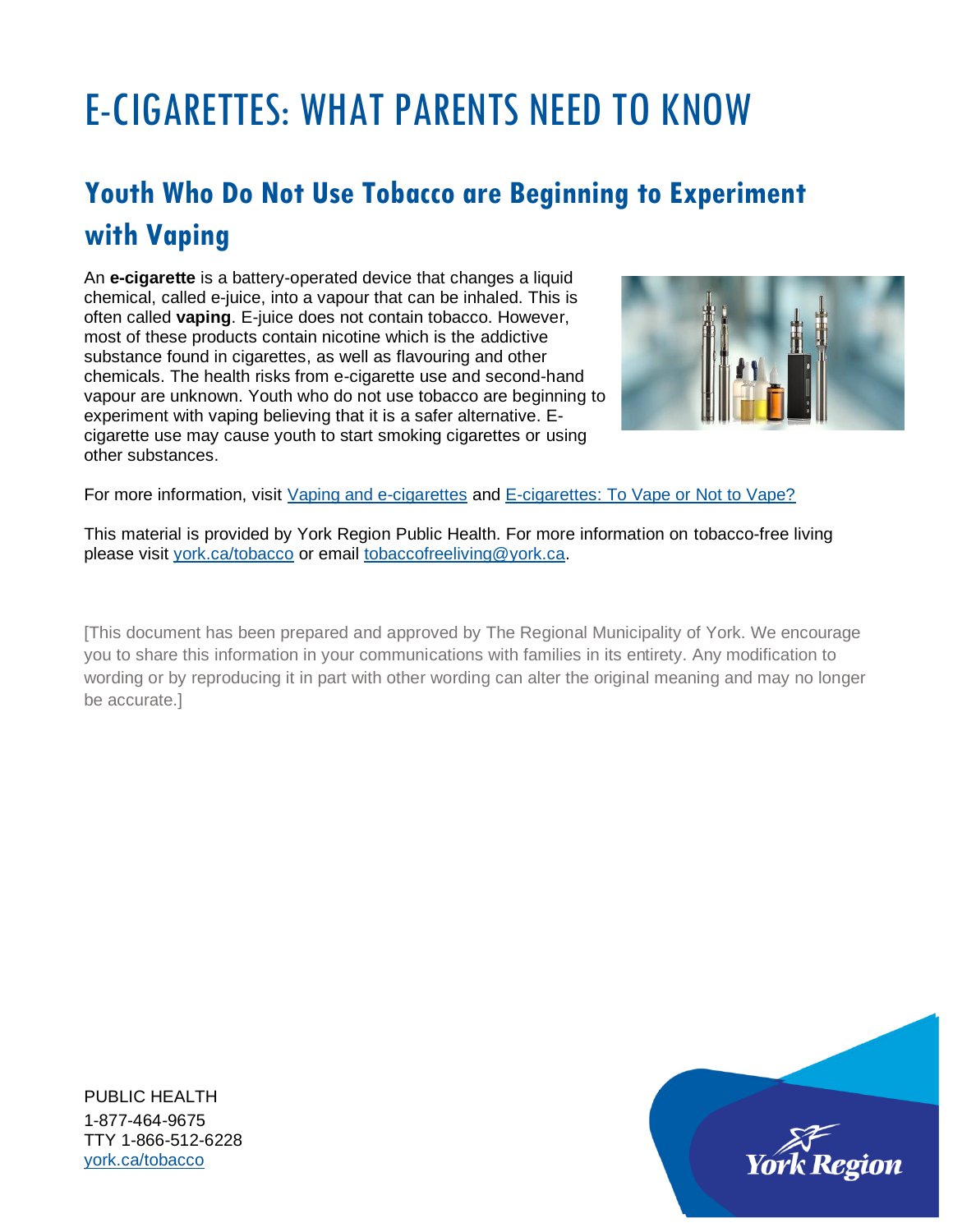# E-CIGARETTES: WHAT PARENTS NEED TO KNOW

## Youth Who Do Not Use Tobacco are Beginning to Experiment with Vaping

An **e-cigarette** is a battery-operated device that changes a liquid chemical, called e-juice, into a vapour that can be inhaled. This is often called **vaping**. E-juice does not contain tobacco. However, most of these products contain nicotine which is the addictive substance found in cigarettes, as well as flavouring and other chemicals. The health risks from e-cigarette use and second-hand vapour are unknown. Youth who do not use tobacco are beginning to experiment with vaping believing that it is a safer alternative. E-cigarette use may cause youth to start smoking cigarettes or using other substances.

For more information, visit Vaping and e-cigarettes and E-cigarettes: To Vape or Not to Vape?

This material is provided by York Region Public Health. For more information on tobacco-free living please visit york.ca/tobacco or email tobaccofreeliving@york.ca.

[This document has been prepared and approved by The Regional Municipality of York. We encourage you to share this information in your communications with families in its entirety. Any modification to wording or by reproducing it in part with other wording can alter the original meaning and may no longer be accurate.]

PUBLIC HEALTH
1-877-464-9675
TTY 1-866-512-6228
york.ca/tobacco

York Region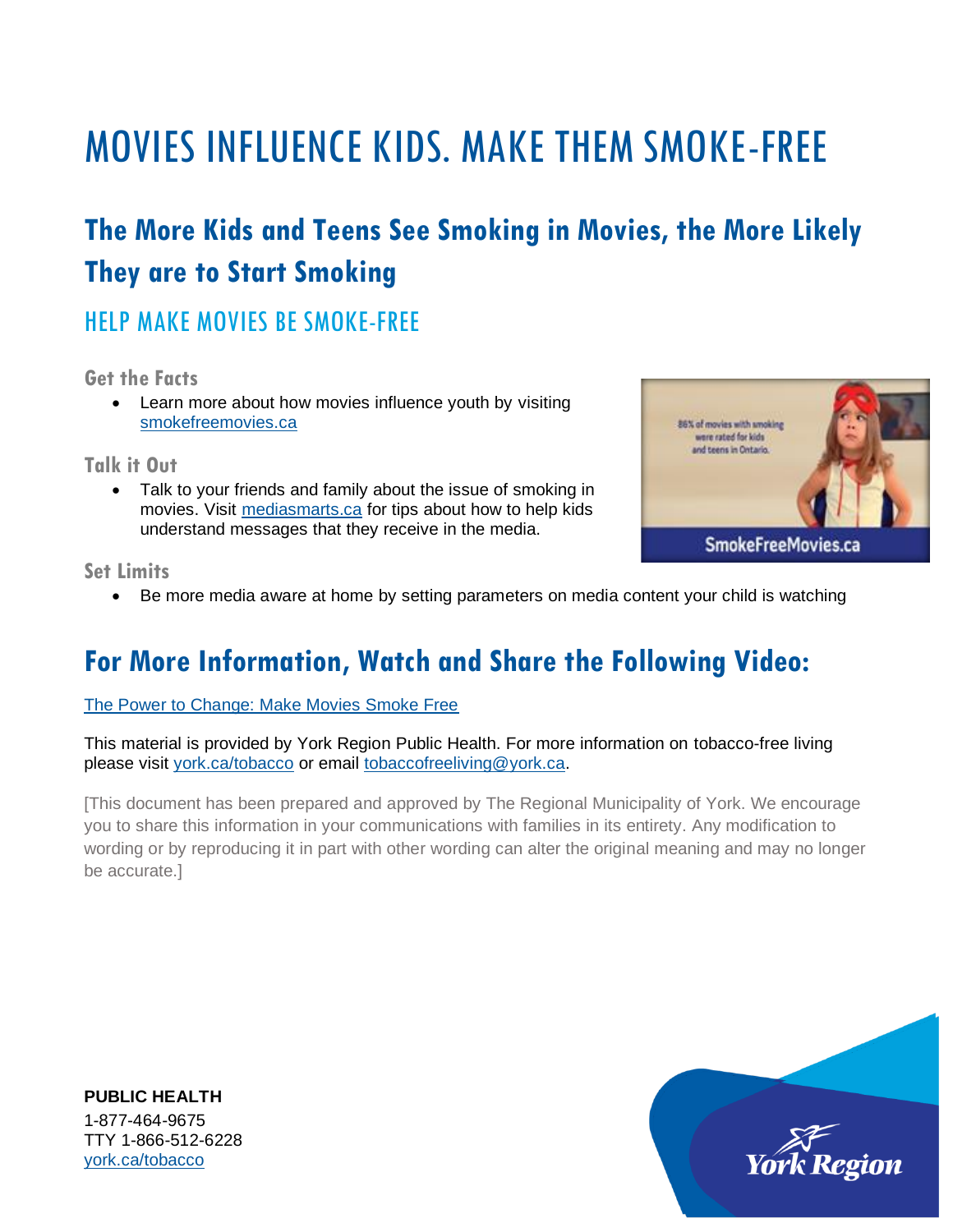# MOVIES INFLUENCE KIDS. MAKE THEM SMOKE-FREE

## The More Kids and Teens See Smoking in Movies, the More Likely They are to Start Smoking

### HELP MAKE MOVIES BE SMOKE-FREE

**Get the Facts**

- Learn more about how movies influence youth by visiting smokefreemovies.ca

**Talk it Out**

- Talk to your friends and family about the issue of smoking in movies. Visit mediasmarts.ca for tips about how to help kids understand messages that they receive in the media.

**Set Limits**

- Be more media aware at home by setting parameters on media content your child is watching

## For More Information, Watch and Share the Following Video:

The Power to Change: Make Movies Smoke Free

This material is provided by York Region Public Health. For more information on tobacco-free living please visit york.ca/tobacco or email tobaccofreeliving@york.ca.

[This document has been prepared and approved by The Regional Municipality of York. We encourage you to share this information in your communications with families in its entirety. Any modification to wording or by reproducing it in part with other wording can alter the original meaning and may no longer be accurate.]

**PUBLIC HEALTH**
1-877-464-9675
TTY 1-866-512-6228
york.ca/tobacco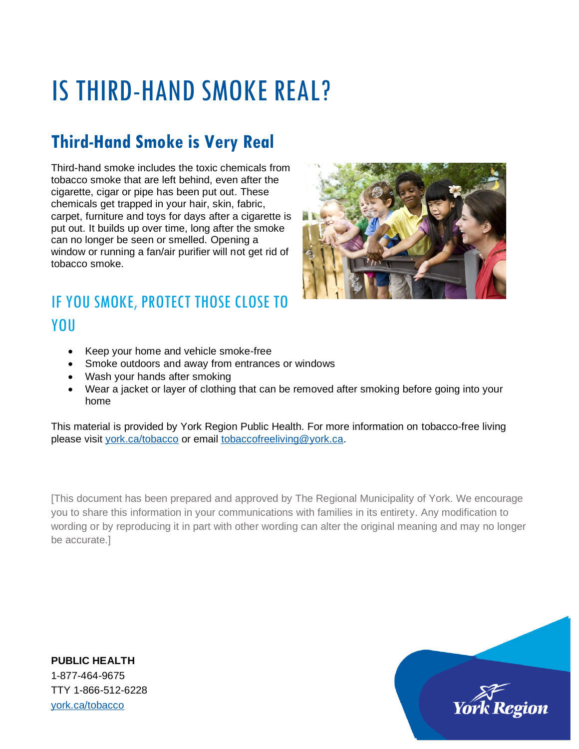# IS THIRD-HAND SMOKE REAL?

## Third-Hand Smoke is Very Real

Third-hand smoke includes the toxic chemicals from tobacco smoke that are left behind, even after the cigarette, cigar or pipe has been put out. These chemicals get trapped in your hair, skin, fabric, carpet, furniture and toys for days after a cigarette is put out. It builds up over time, long after the smoke can no longer be seen or smelled. Opening a window or running a fan/air purifier will not get rid of tobacco smoke.

## IF YOU SMOKE, PROTECT THOSE CLOSE TO YOU

- Keep your home and vehicle smoke-free
- Smoke outdoors and away from entrances or windows
- Wash your hands after smoking
- Wear a jacket or layer of clothing that can be removed after smoking before going into your home

This material is provided by York Region Public Health. For more information on tobacco-free living please visit york.ca/tobacco or email tobaccofreeliving@york.ca.

[This document has been prepared and approved by The Regional Municipality of York. We encourage you to share this information in your communications with families in its entirety. Any modification to wording or by reproducing it in part with other wording can alter the original meaning and may no longer be accurate.]

**PUBLIC HEALTH**
1-877-464-9675
TTY 1-866-512-6228
york.ca/tobacco

York Region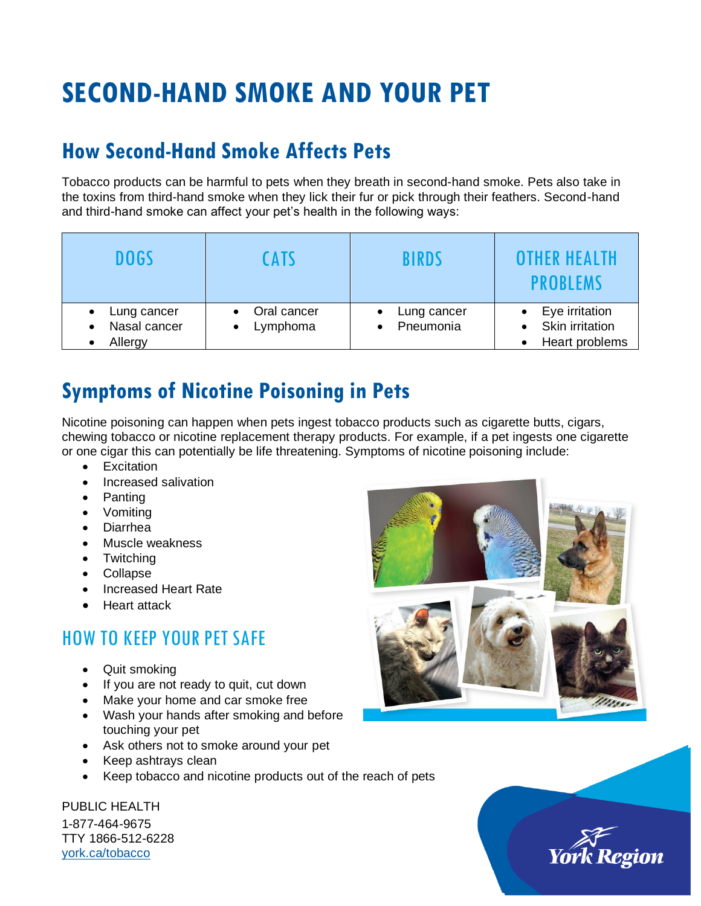# SECOND-HAND SMOKE AND YOUR PET

## How Second-Hand Smoke Affects Pets

Tobacco products can be harmful to pets when they breath in second-hand smoke. Pets also take in the toxins from third-hand smoke when they lick their fur or pick through their feathers. Second-hand and third-hand smoke can affect your pet's health in the following ways:

| DOGS | CATS | BIRDS | OTHER HEALTH PROBLEMS |
|---|---|---|---|
| • Lung cancer<br>• Nasal cancer<br>• Allergy | • Oral cancer<br>• Lymphoma | • Lung cancer<br>• Pneumonia | • Eye irritation<br>• Skin irritation<br>• Heart problems |

## Symptoms of Nicotine Poisoning in Pets

Nicotine poisoning can happen when pets ingest tobacco products such as cigarette butts, cigars, chewing tobacco or nicotine replacement therapy products. For example, if a pet ingests one cigarette or one cigar this can potentially be life threatening. Symptoms of nicotine poisoning include:

- Excitation
- Increased salivation
- Panting
- Vomiting
- Diarrhea
- Muscle weakness
- Twitching
- Collapse
- Increased Heart Rate
- Heart attack

## HOW TO KEEP YOUR PET SAFE

- Quit smoking
- If you are not ready to quit, cut down
- Make your home and car smoke free
- Wash your hands after smoking and before touching your pet
- Ask others not to smoke around your pet
- Keep ashtrays clean
- Keep tobacco and nicotine products out of the reach of pets

PUBLIC HEALTH
1-877-464-9675
TTY 1866-512-6228
york.ca/tobacco

York Region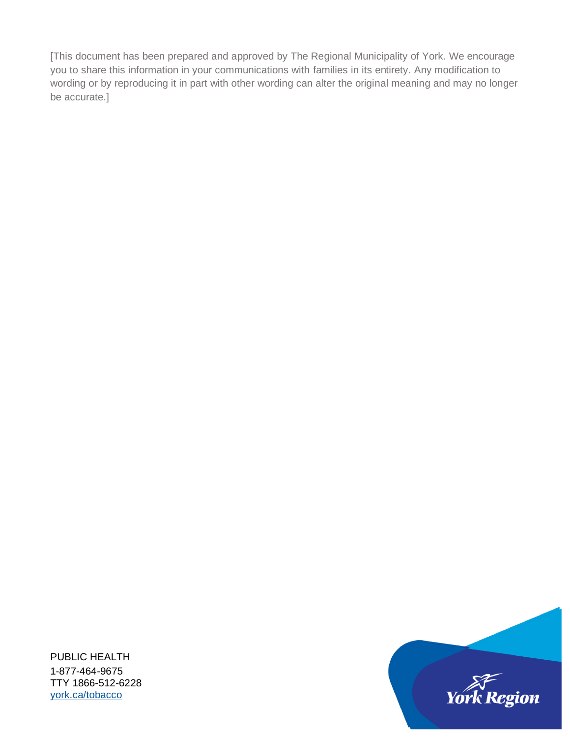[This document has been prepared and approved by The Regional Municipality of York. We encourage you to share this information in your communications with families in its entirety. Any modification to wording or by reproducing it in part with other wording can alter the original meaning and may no longer be accurate.]

PUBLIC HEALTH
1-877-464-9675
TTY 1866-512-6228
[york.ca/tobacco](york.ca/tobacco)

York Region